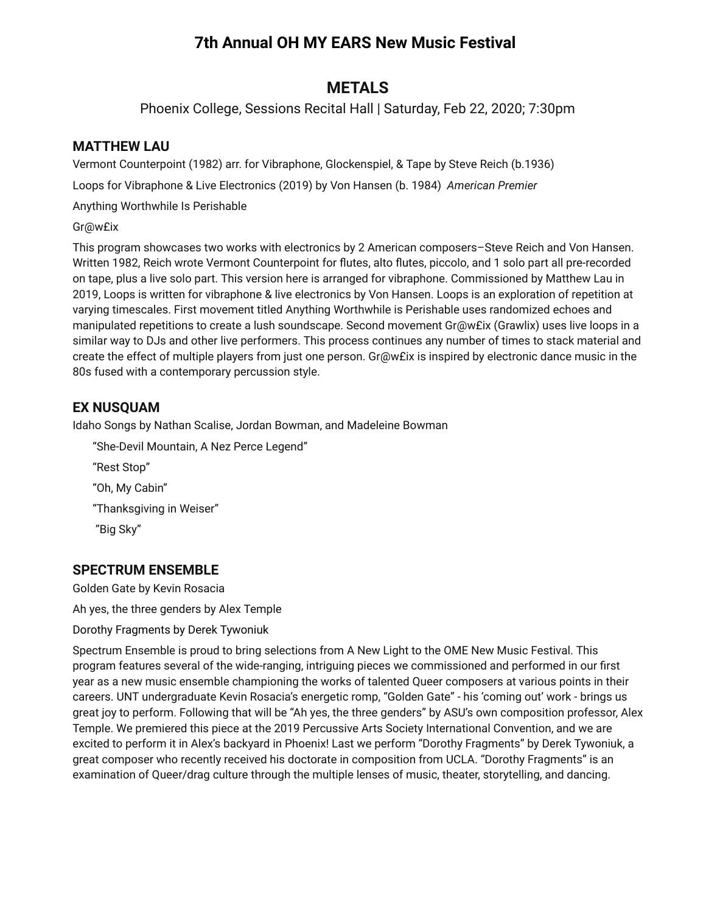# 7th Annual OH MY EARS New Music Festival

## METALS

Phoenix College, Sessions Recital Hall | Saturday, Feb 22, 2020; 7:30pm

### MATTHEW LAU

Vermont Counterpoint (1982) arr. for Vibraphone, Glockenspiel, & Tape by Steve Reich (b.1936)

Loops for Vibraphone & Live Electronics (2019) by Von Hansen (b. 1984) *American Premier*

Anything Worthwhile Is Perishable

Gr@w£ix

This program showcases two works with electronics by 2 American composers–Steve Reich and Von Hansen. Written 1982, Reich wrote Vermont Counterpoint for flutes, alto flutes, piccolo, and 1 solo part all pre-recorded on tape, plus a live solo part. This version here is arranged for vibraphone. Commissioned by Matthew Lau in 2019, Loops is written for vibraphone & live electronics by Von Hansen. Loops is an exploration of repetition at varying timescales. First movement titled Anything Worthwhile is Perishable uses randomized echoes and manipulated repetitions to create a lush soundscape. Second movement Gr@w£ix (Grawlix) uses live loops in a similar way to DJs and other live performers. This process continues any number of times to stack material and create the effect of multiple players from just one person. Gr@w£ix is inspired by electronic dance music in the 80s fused with a contemporary percussion style.

### EX NUSQUAM

Idaho Songs by Nathan Scalise, Jordan Bowman, and Madeleine Bowman

“She-Devil Mountain, A Nez Perce Legend”

“Rest Stop”

“Oh, My Cabin”

“Thanksgiving in Weiser”

“Big Sky”

### SPECTRUM ENSEMBLE

Golden Gate by Kevin Rosacia

Ah yes, the three genders by Alex Temple

Dorothy Fragments by Derek Tywoniuk

Spectrum Ensemble is proud to bring selections from A New Light to the OME New Music Festival. This program features several of the wide-ranging, intriguing pieces we commissioned and performed in our first year as a new music ensemble championing the works of talented Queer composers at various points in their careers. UNT undergraduate Kevin Rosacia’s energetic romp, “Golden Gate” - his ‘coming out’ work - brings us great joy to perform. Following that will be “Ah yes, the three genders” by ASU’s own composition professor, Alex Temple. We premiered this piece at the 2019 Percussive Arts Society International Convention, and we are excited to perform it in Alex’s backyard in Phoenix! Last we perform “Dorothy Fragments” by Derek Tywoniuk, a great composer who recently received his doctorate in composition from UCLA. “Dorothy Fragments” is an examination of Queer/drag culture through the multiple lenses of music, theater, storytelling, and dancing.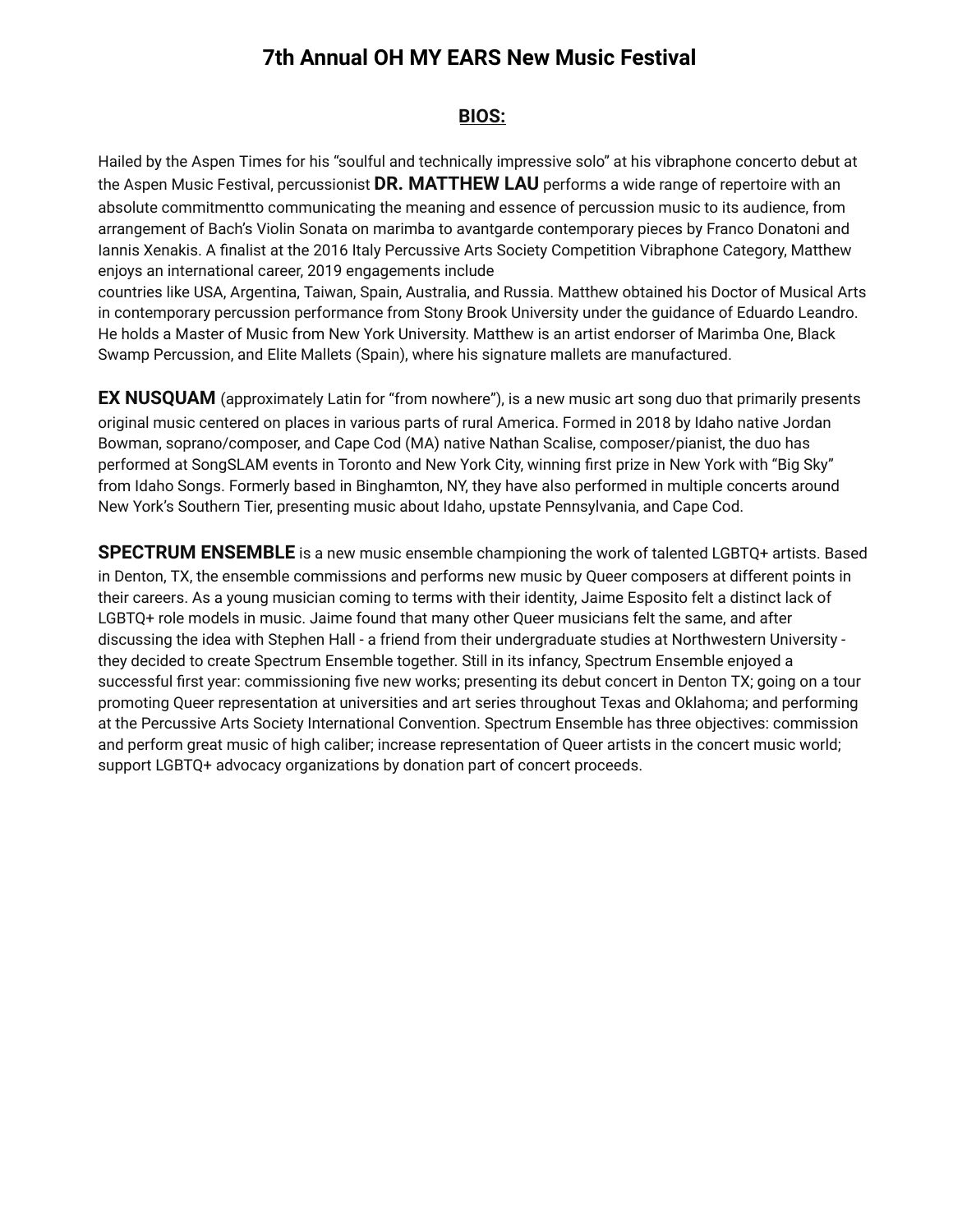# 7th Annual OH MY EARS New Music Festival

## BIOS:

Hailed by the Aspen Times for his "soulful and technically impressive solo" at his vibraphone concerto debut at the Aspen Music Festival, percussionist **DR. MATTHEW LAU** performs a wide range of repertoire with an absolute commitmentto communicating the meaning and essence of percussion music to its audience, from arrangement of Bach's Violin Sonata on marimba to avantgarde contemporary pieces by Franco Donatoni and Iannis Xenakis. A finalist at the 2016 Italy Percussive Arts Society Competition Vibraphone Category, Matthew enjoys an international career, 2019 engagements include countries like USA, Argentina, Taiwan, Spain, Australia, and Russia. Matthew obtained his Doctor of Musical Arts in contemporary percussion performance from Stony Brook University under the guidance of Eduardo Leandro. He holds a Master of Music from New York University. Matthew is an artist endorser of Marimba One, Black Swamp Percussion, and Elite Mallets (Spain), where his signature mallets are manufactured.

**EX NUSQUAM** (approximately Latin for "from nowhere"), is a new music art song duo that primarily presents original music centered on places in various parts of rural America. Formed in 2018 by Idaho native Jordan Bowman, soprano/composer, and Cape Cod (MA) native Nathan Scalise, composer/pianist, the duo has performed at SongSLAM events in Toronto and New York City, winning first prize in New York with "Big Sky" from Idaho Songs. Formerly based in Binghamton, NY, they have also performed in multiple concerts around New York's Southern Tier, presenting music about Idaho, upstate Pennsylvania, and Cape Cod.

**SPECTRUM ENSEMBLE** is a new music ensemble championing the work of talented LGBTQ+ artists. Based in Denton, TX, the ensemble commissions and performs new music by Queer composers at different points in their careers. As a young musician coming to terms with their identity, Jaime Esposito felt a distinct lack of LGBTQ+ role models in music. Jaime found that many other Queer musicians felt the same, and after discussing the idea with Stephen Hall - a friend from their undergraduate studies at Northwestern University - they decided to create Spectrum Ensemble together. Still in its infancy, Spectrum Ensemble enjoyed a successful first year: commissioning five new works; presenting its debut concert in Denton TX; going on a tour promoting Queer representation at universities and art series throughout Texas and Oklahoma; and performing at the Percussive Arts Society International Convention. Spectrum Ensemble has three objectives: commission and perform great music of high caliber; increase representation of Queer artists in the concert music world; support LGBTQ+ advocacy organizations by donation part of concert proceeds.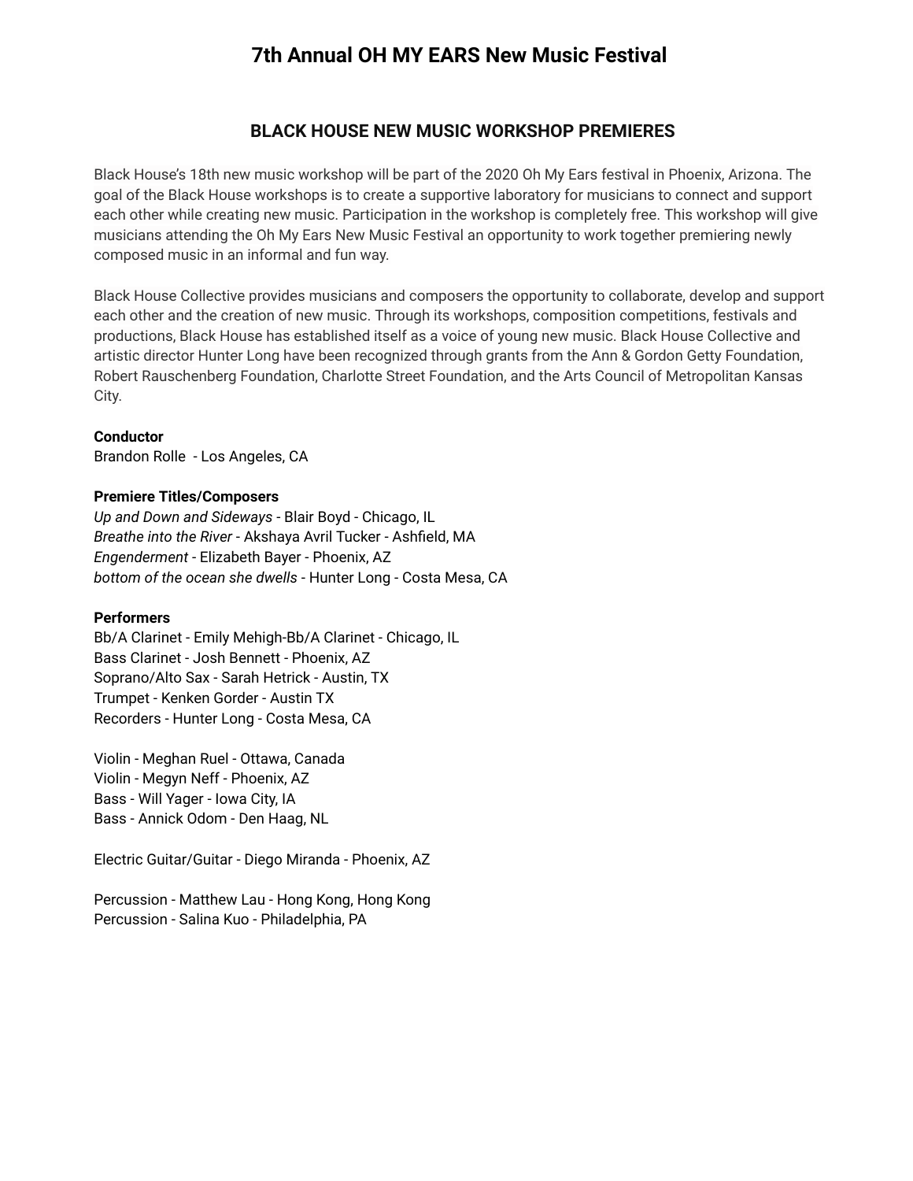# 7th Annual OH MY EARS New Music Festival

## BLACK HOUSE NEW MUSIC WORKSHOP PREMIERES

Black House's 18th new music workshop will be part of the 2020 Oh My Ears festival in Phoenix, Arizona. The goal of the Black House workshops is to create a supportive laboratory for musicians to connect and support each other while creating new music. Participation in the workshop is completely free. This workshop will give musicians attending the Oh My Ears New Music Festival an opportunity to work together premiering newly composed music in an informal and fun way.

Black House Collective provides musicians and composers the opportunity to collaborate, develop and support each other and the creation of new music. Through its workshops, composition competitions, festivals and productions, Black House has established itself as a voice of young new music. Black House Collective and artistic director Hunter Long have been recognized through grants from the Ann & Gordon Getty Foundation, Robert Rauschenberg Foundation, Charlotte Street Foundation, and the Arts Council of Metropolitan Kansas City.

**Conductor**
Brandon Rolle - Los Angeles, CA

**Premiere Titles/Composers**
*Up and Down and Sideways* - Blair Boyd - Chicago, IL
*Breathe into the River* - Akshaya Avril Tucker - Ashfield, MA
*Engenderment* - Elizabeth Bayer - Phoenix, AZ
*bottom of the ocean she dwells* - Hunter Long - Costa Mesa, CA

**Performers**
Bb/A Clarinet - Emily Mehigh-Bb/A Clarinet - Chicago, IL
Bass Clarinet - Josh Bennett - Phoenix, AZ
Soprano/Alto Sax - Sarah Hetrick - Austin, TX
Trumpet - Kenken Gorder - Austin TX
Recorders - Hunter Long - Costa Mesa, CA

Violin - Meghan Ruel - Ottawa, Canada
Violin - Megyn Neff - Phoenix, AZ
Bass - Will Yager - Iowa City, IA
Bass - Annick Odom - Den Haag, NL

Electric Guitar/Guitar - Diego Miranda - Phoenix, AZ

Percussion - Matthew Lau - Hong Kong, Hong Kong
Percussion - Salina Kuo - Philadelphia, PA